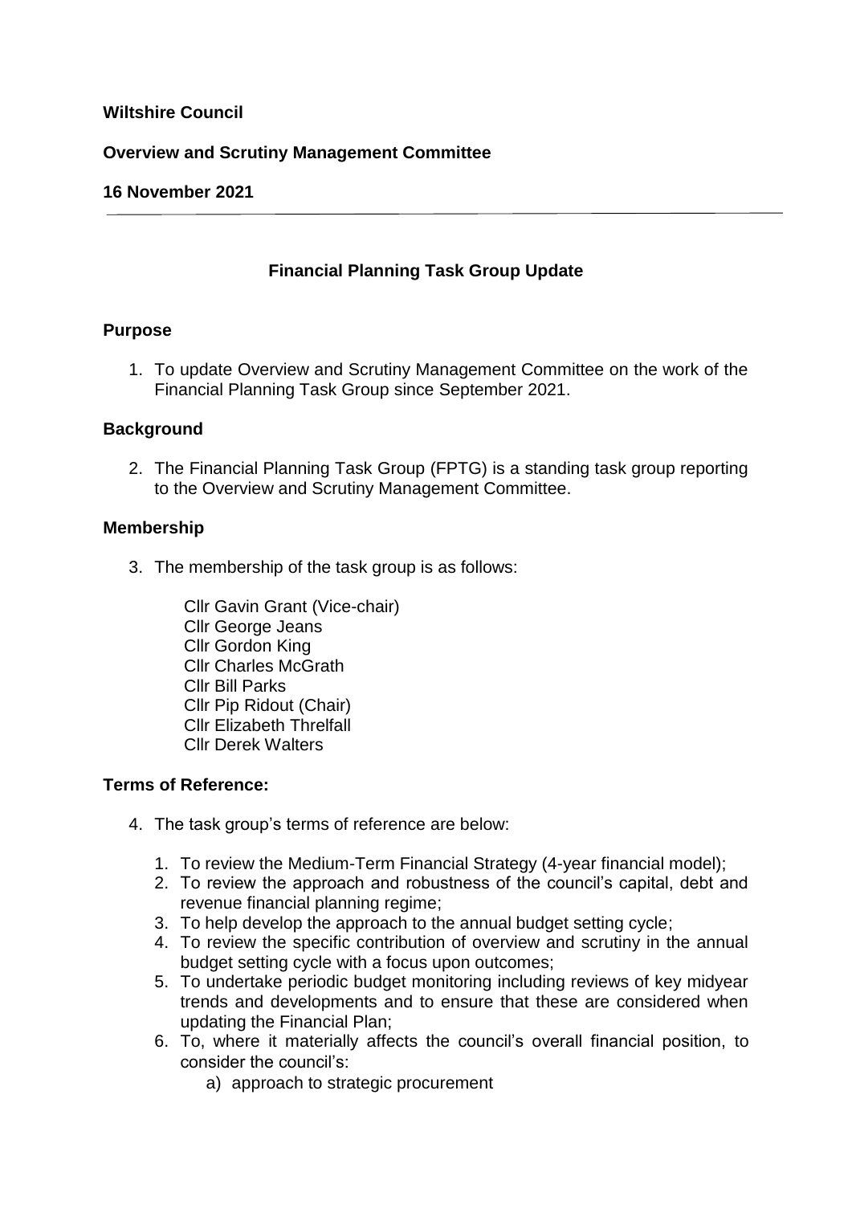**Wiltshire Council**

**Overview and Scrutiny Management Committee**

**16 November 2021**

---

## Financial Planning Task Group Update

### Purpose

1. To update Overview and Scrutiny Management Committee on the work of the Financial Planning Task Group since September 2021.

### Background

2. The Financial Planning Task Group (FPTG) is a standing task group reporting to the Overview and Scrutiny Management Committee.

### Membership

3. The membership of the task group is as follows:

   Cllr Gavin Grant (Vice-chair)
   Cllr George Jeans
   Cllr Gordon King
   Cllr Charles McGrath
   Cllr Bill Parks
   Cllr Pip Ridout (Chair)
   Cllr Elizabeth Threlfall
   Cllr Derek Walters

### Terms of Reference:

4. The task group's terms of reference are below:

   1. To review the Medium-Term Financial Strategy (4-year financial model);
   2. To review the approach and robustness of the council's capital, debt and revenue financial planning regime;
   3. To help develop the approach to the annual budget setting cycle;
   4. To review the specific contribution of overview and scrutiny in the annual budget setting cycle with a focus upon outcomes;
   5. To undertake periodic budget monitoring including reviews of key midyear trends and developments and to ensure that these are considered when updating the Financial Plan;
   6. To, where it materially affects the council's overall financial position, to consider the council's:
      a) approach to strategic procurement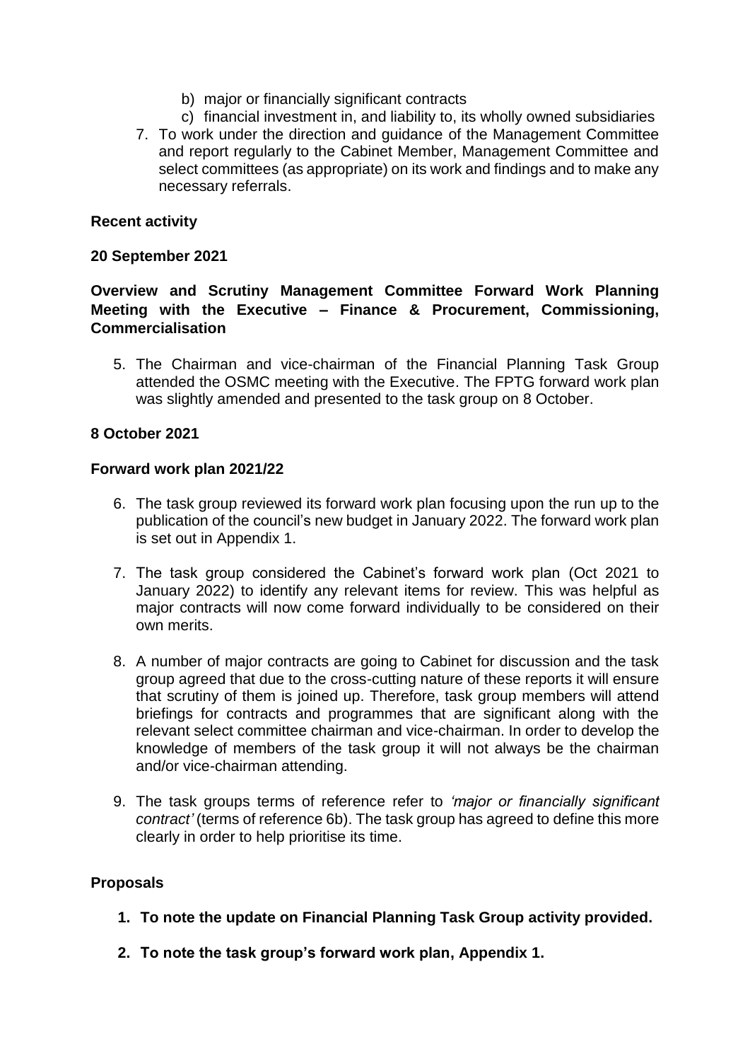b) major or financially significant contracts
c) financial investment in, and liability to, its wholly owned subsidiaries

7. To work under the direction and guidance of the Management Committee and report regularly to the Cabinet Member, Management Committee and select committees (as appropriate) on its work and findings and to make any necessary referrals.

**Recent activity**

**20 September 2021**

**Overview and Scrutiny Management Committee Forward Work Planning Meeting with the Executive – Finance & Procurement, Commissioning, Commercialisation**

5. The Chairman and vice-chairman of the Financial Planning Task Group attended the OSMC meeting with the Executive. The FPTG forward work plan was slightly amended and presented to the task group on 8 October.

**8 October 2021**

**Forward work plan 2021/22**

6. The task group reviewed its forward work plan focusing upon the run up to the publication of the council's new budget in January 2022. The forward work plan is set out in Appendix 1.

7. The task group considered the Cabinet's forward work plan (Oct 2021 to January 2022) to identify any relevant items for review. This was helpful as major contracts will now come forward individually to be considered on their own merits.

8. A number of major contracts are going to Cabinet for discussion and the task group agreed that due to the cross-cutting nature of these reports it will ensure that scrutiny of them is joined up. Therefore, task group members will attend briefings for contracts and programmes that are significant along with the relevant select committee chairman and vice-chairman. In order to develop the knowledge of members of the task group it will not always be the chairman and/or vice-chairman attending.

9. The task groups terms of reference refer to *'major or financially significant contract'* (terms of reference 6b). The task group has agreed to define this more clearly in order to help prioritise its time.

**Proposals**

1. **To note the update on Financial Planning Task Group activity provided.**

2. **To note the task group's forward work plan, Appendix 1.**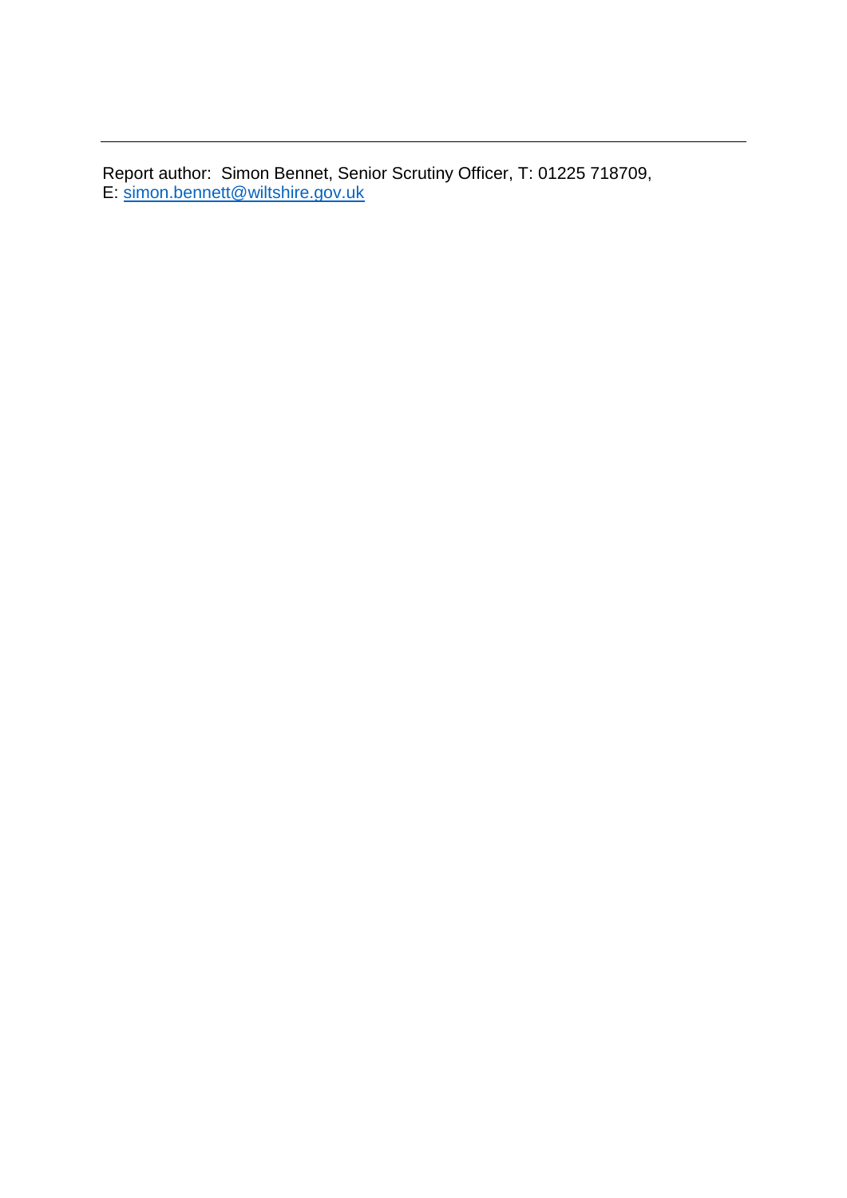---

Report author: Simon Bennet, Senior Scrutiny Officer, T: 01225 718709,
E: [simon.bennett@wiltshire.gov.uk](mailto:simon.bennett@wiltshire.gov.uk)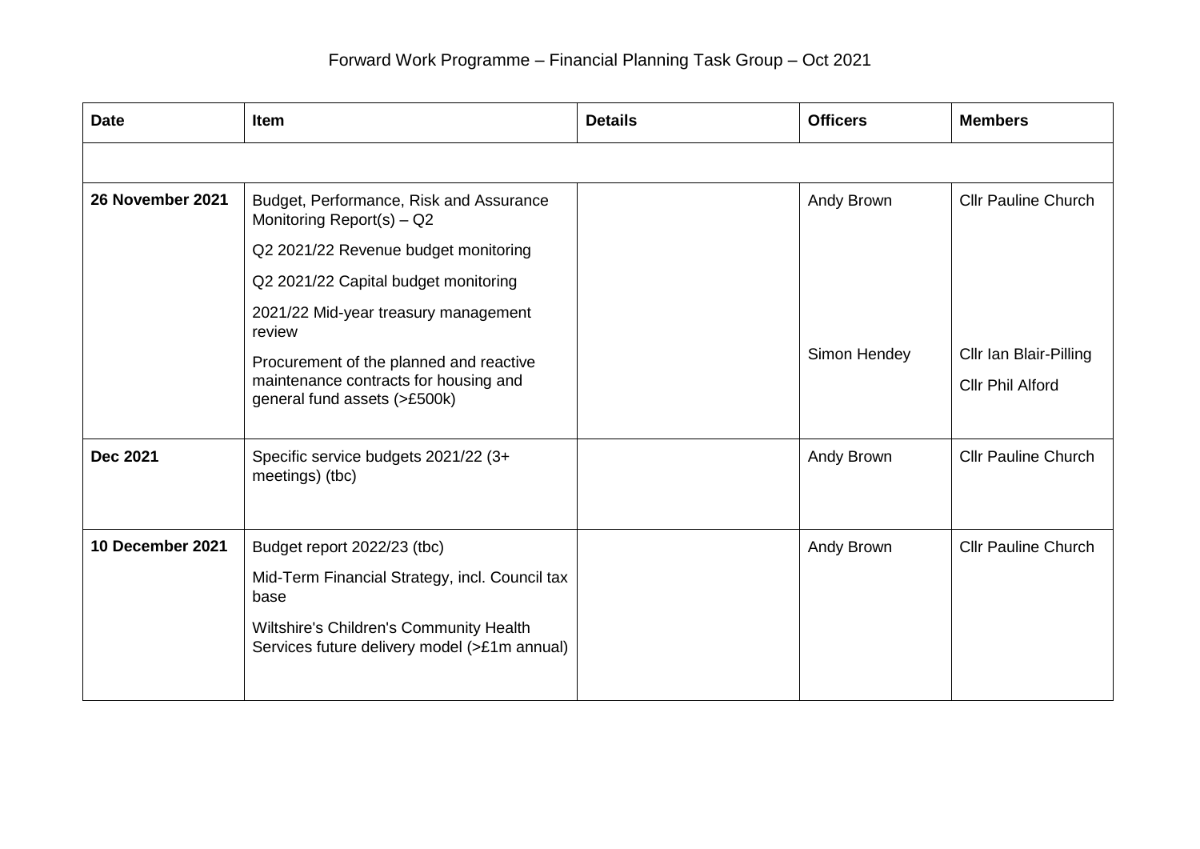# Forward Work Programme – Financial Planning Task Group – Oct 2021

| Date | Item | Details | Officers | Members |
|---|---|---|---|---|
| | | | | |
| **26 November 2021** | Budget, Performance, Risk and Assurance Monitoring Report(s) – Q2<br><br>Q2 2021/22 Revenue budget monitoring<br><br>Q2 2021/22 Capital budget monitoring<br><br>2021/22 Mid-year treasury management review<br><br>Procurement of the planned and reactive maintenance contracts for housing and general fund assets (>£500k) | | Andy Brown<br><br>Simon Hendey | Cllr Pauline Church<br><br>Cllr Ian Blair-Pilling<br><br>Cllr Phil Alford |
| **Dec 2021** | Specific service budgets 2021/22 (3+ meetings) (tbc) | | Andy Brown | Cllr Pauline Church |
| **10 December 2021** | Budget report 2022/23 (tbc)<br><br>Mid-Term Financial Strategy, incl. Council tax base<br><br>Wiltshire's Children's Community Health Services future delivery model (>£1m annual) | | Andy Brown | Cllr Pauline Church |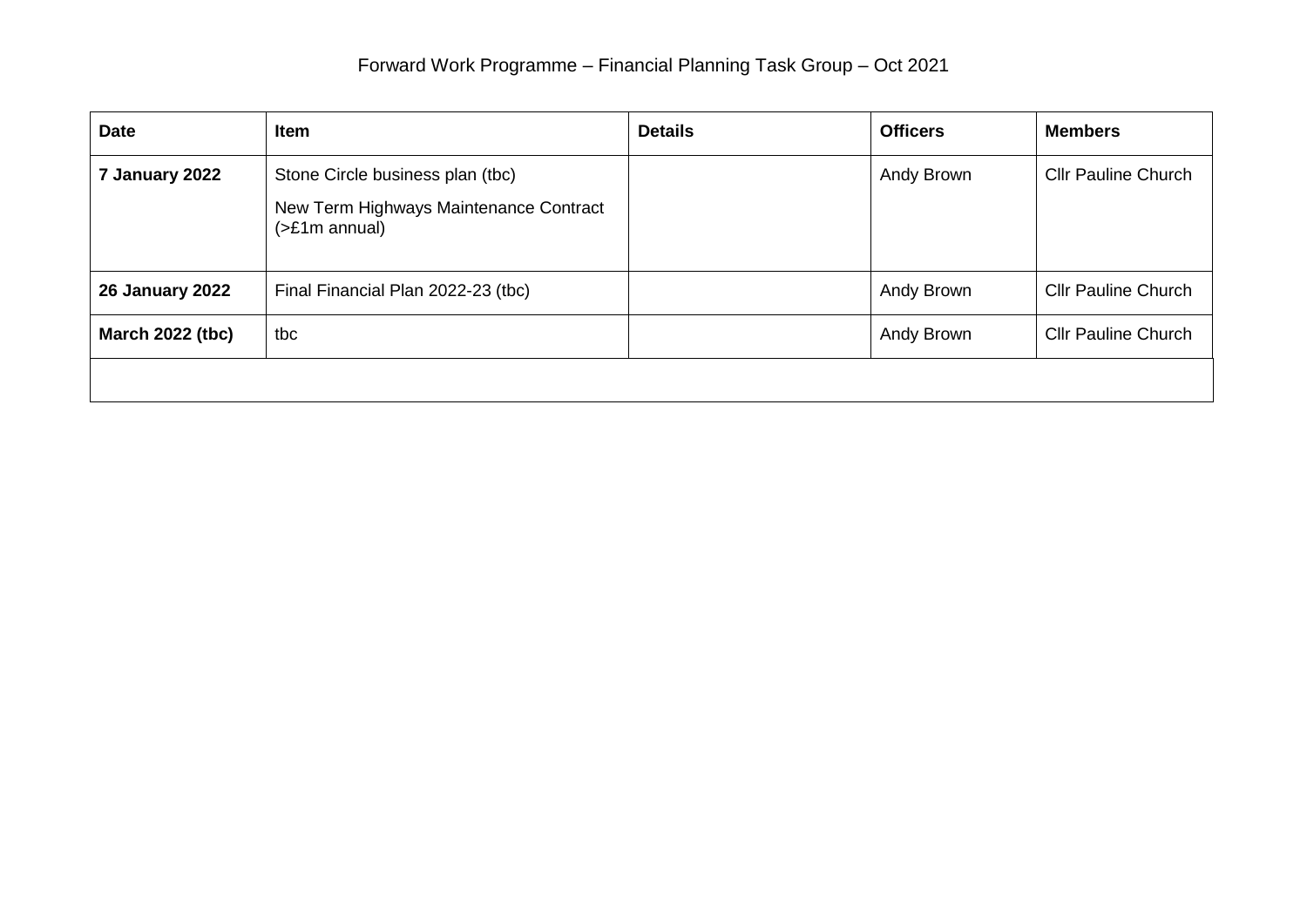Forward Work Programme – Financial Planning Task Group – Oct 2021

| Date | Item | Details | Officers | Members |
|---|---|---|---|---|
| **7 January 2022** | Stone Circle business plan (tbc)<br><br>New Term Highways Maintenance Contract (>£1m annual) | | Andy Brown | Cllr Pauline Church |
| **26 January 2022** | Final Financial Plan 2022-23 (tbc) | | Andy Brown | Cllr Pauline Church |
| **March 2022 (tbc)** | tbc | | Andy Brown | Cllr Pauline Church |
| | | | | |